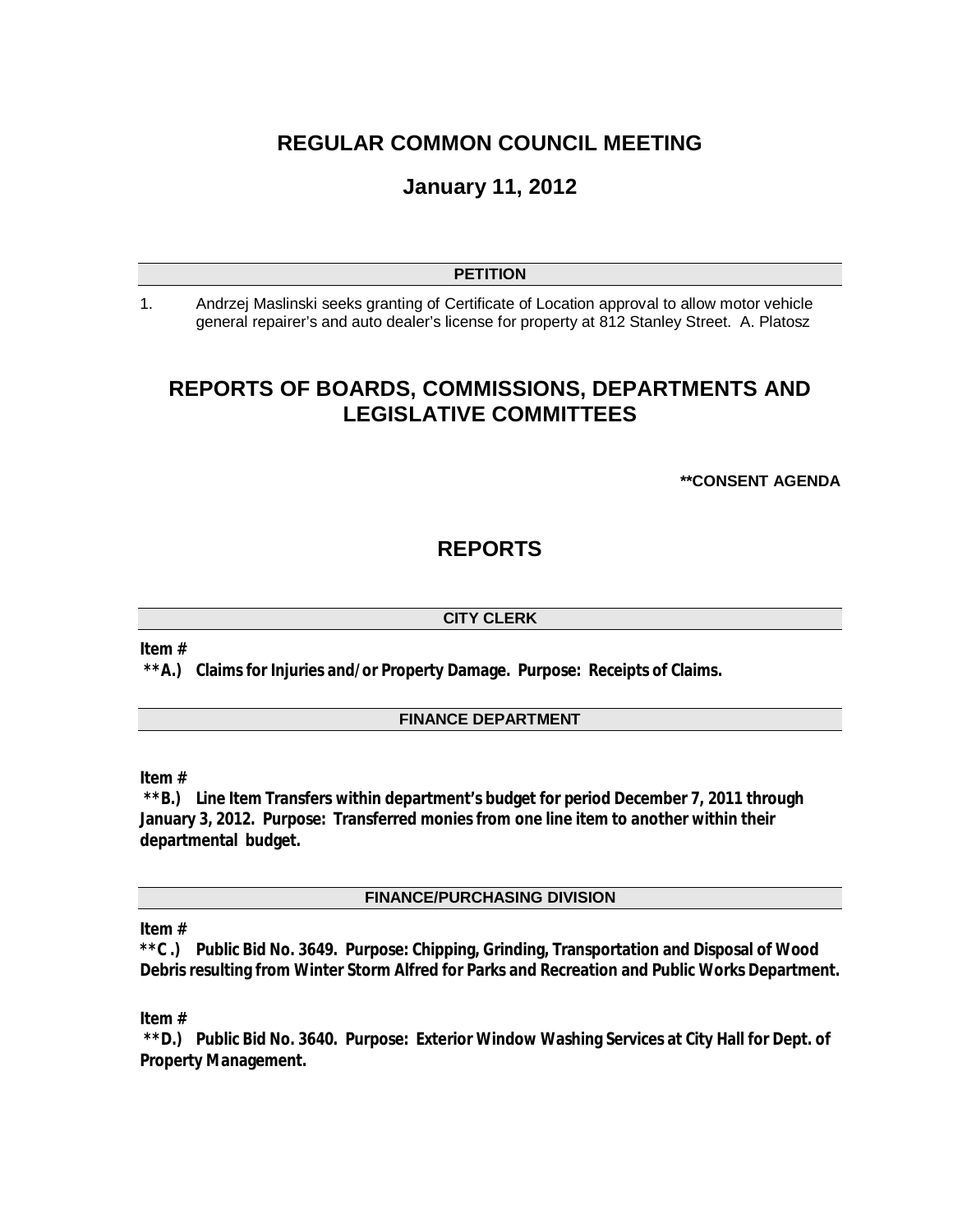# REGULAR COMMON COUNCIL MEETING

## January 11, 2012

### PETITION

1. Andrzej Maslinski seeks granting of Certificate of Location approval to allow motor vehicle general repairer's and auto dealer's license for property at 812 Stanley Street. A. Platosz

# REPORTS OF BOARDS, COMMISSIONS, DEPARTMENTS AND LEGISLATIVE COMMITTEES

**\*\*CONSENT AGENDA**

# REPORTS

### CITY CLERK

**Item #**
**\*\*A.) Claims for Injuries and/or Property Damage. Purpose: Receipts of Claims.**

### FINANCE DEPARTMENT

**Item #**
**\*\*B.) Line Item Transfers within department's budget for period December 7, 2011 through January 3, 2012. Purpose: Transferred monies from one line item to another within their departmental budget.**

### FINANCE/PURCHASING DIVISION

**Item #**
**\*\*C .) Public Bid No. 3649. Purpose: Chipping, Grinding, Transportation and Disposal of Wood Debris resulting from Winter Storm Alfred for Parks and Recreation and Public Works Department.**

**Item #**
**\*\*D.) Public Bid No. 3640. Purpose: Exterior Window Washing Services at City Hall for Dept. of Property Management.**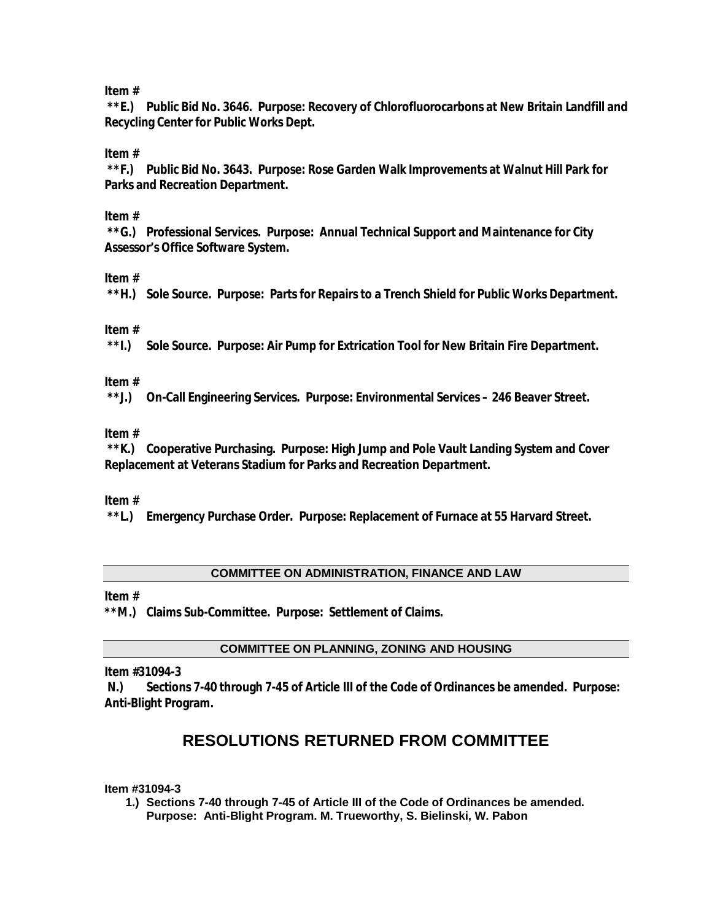**Item #**

**\*\*E.) Public Bid No. 3646. Purpose: Recovery of Chlorofluorocarbons at New Britain Landfill and Recycling Center for Public Works Dept.**

**Item #**

**\*\*F.) Public Bid No. 3643. Purpose: Rose Garden Walk Improvements at Walnut Hill Park for Parks and Recreation Department.**

**Item #**

**\*\*G.) Professional Services. Purpose: Annual Technical Support and Maintenance for City Assessor's Office Software System.**

**Item #**

**\*\*H.) Sole Source. Purpose: Parts for Repairs to a Trench Shield for Public Works Department.**

**Item #**

**\*\*I.) Sole Source. Purpose: Air Pump for Extrication Tool for New Britain Fire Department.**

**Item #**

**\*\*J.) On-Call Engineering Services. Purpose: Environmental Services – 246 Beaver Street.**

**Item #**

**\*\*K.) Cooperative Purchasing. Purpose: High Jump and Pole Vault Landing System and Cover Replacement at Veterans Stadium for Parks and Recreation Department.**

**Item #**

**\*\*L.) Emergency Purchase Order. Purpose: Replacement of Furnace at 55 Harvard Street.**

### COMMITTEE ON ADMINISTRATION, FINANCE AND LAW

**Item #**

**\*\*M.) Claims Sub-Committee. Purpose: Settlement of Claims.**

### COMMITTEE ON PLANNING, ZONING AND HOUSING

**Item #31094-3**

**N.) Sections 7-40 through 7-45 of Article III of the Code of Ordinances be amended. Purpose: Anti-Blight Program.**

## RESOLUTIONS RETURNED FROM COMMITTEE

**Item #31094-3**

1. **Sections 7-40 through 7-45 of Article III of the Code of Ordinances be amended. Purpose: Anti-Blight Program. M. Trueworthy, S. Bielinski, W. Pabon**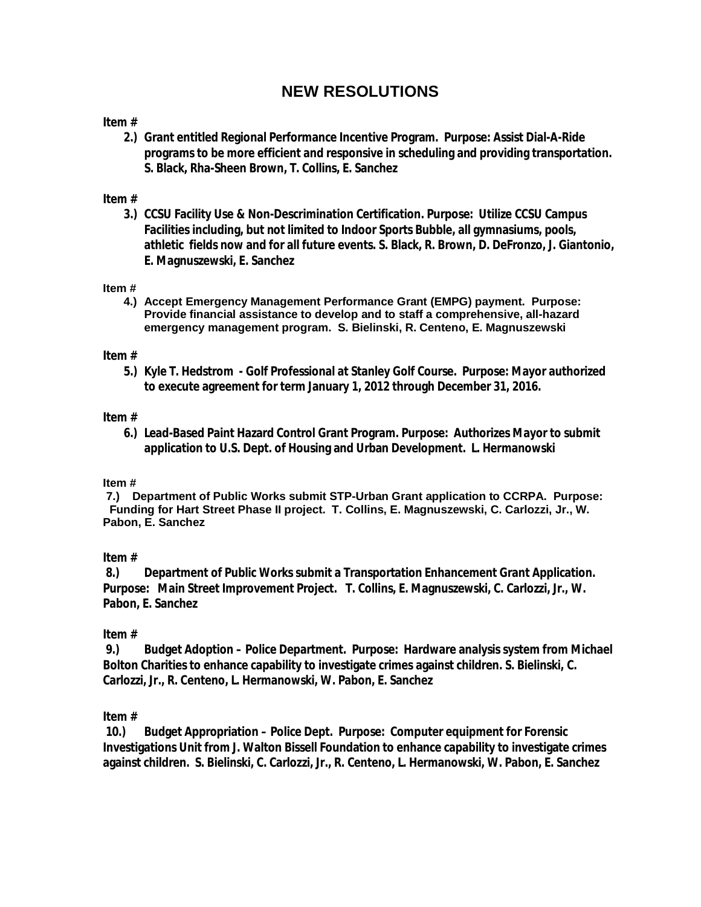# NEW RESOLUTIONS

**Item #**

**2.) Grant entitled Regional Performance Incentive Program. Purpose: Assist Dial-A-Ride programs to be more efficient and responsive in scheduling and providing transportation. S. Black, Rha-Sheen Brown, T. Collins, E. Sanchez**

**Item #**

**3.) CCSU Facility Use & Non-Descrimination Certification. Purpose: Utilize CCSU Campus Facilities including, but not limited to Indoor Sports Bubble, all gymnasiums, pools, athletic fields now and for all future events. S. Black, R. Brown, D. DeFronzo, J. Giantonio, E. Magnuszewski, E. Sanchez**

**Item #**

**4.) Accept Emergency Management Performance Grant (EMPG) payment. Purpose: Provide financial assistance to develop and to staff a comprehensive, all-hazard emergency management program. S. Bielinski, R. Centeno, E. Magnuszewski**

**Item #**

**5.) Kyle T. Hedstrom - Golf Professional at Stanley Golf Course. Purpose: Mayor authorized to execute agreement for term January 1, 2012 through December 31, 2016.**

**Item #**

**6.) Lead-Based Paint Hazard Control Grant Program. Purpose: Authorizes Mayor to submit application to U.S. Dept. of Housing and Urban Development. L. Hermanowski**

**Item #**

**7.) Department of Public Works submit STP-Urban Grant application to CCRPA. Purpose: Funding for Hart Street Phase II project. T. Collins, E. Magnuszewski, C. Carlozzi, Jr., W. Pabon, E. Sanchez**

**Item #**

**8.) Department of Public Works submit a Transportation Enhancement Grant Application. Purpose: Main Street Improvement Project. T. Collins, E. Magnuszewski, C. Carlozzi, Jr., W. Pabon, E. Sanchez**

**Item #**

**9.) Budget Adoption – Police Department. Purpose: Hardware analysis system from Michael Bolton Charities to enhance capability to investigate crimes against children. S. Bielinski, C. Carlozzi, Jr., R. Centeno, L. Hermanowski, W. Pabon, E. Sanchez**

**Item #**

**10.) Budget Appropriation – Police Dept. Purpose: Computer equipment for Forensic Investigations Unit from J. Walton Bissell Foundation to enhance capability to investigate crimes against children. S. Bielinski, C. Carlozzi, Jr., R. Centeno, L. Hermanowski, W. Pabon, E. Sanchez**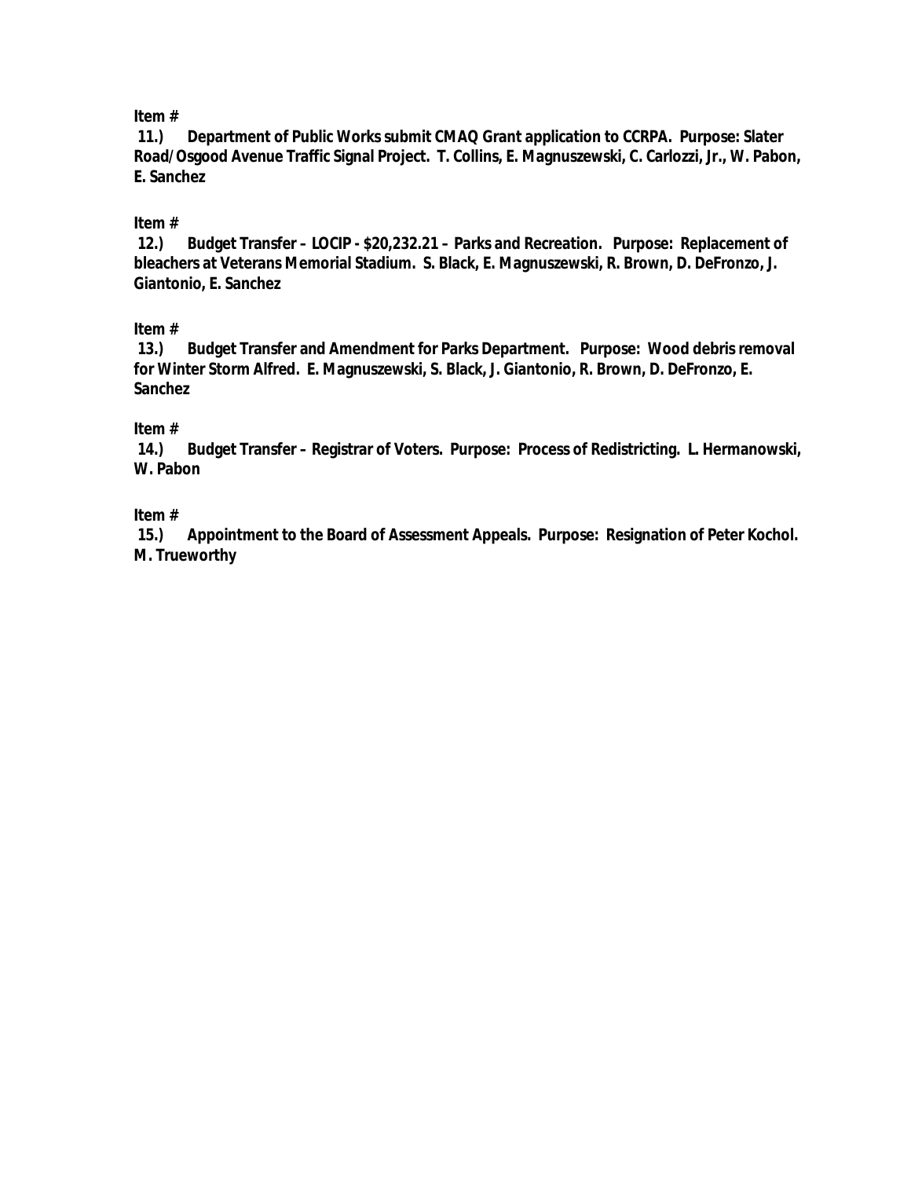**Item #**
**11.) Department of Public Works submit CMAQ Grant application to CCRPA. Purpose: Slater Road/Osgood Avenue Traffic Signal Project. T. Collins, E. Magnuszewski, C. Carlozzi, Jr., W. Pabon, E. Sanchez**

**Item #**
**12.) Budget Transfer – LOCIP - $20,232.21 – Parks and Recreation. Purpose: Replacement of bleachers at Veterans Memorial Stadium. S. Black, E. Magnuszewski, R. Brown, D. DeFronzo, J. Giantonio, E. Sanchez**

**Item #**
**13.) Budget Transfer and Amendment for Parks Department. Purpose: Wood debris removal for Winter Storm Alfred. E. Magnuszewski, S. Black, J. Giantonio, R. Brown, D. DeFronzo, E. Sanchez**

**Item #**
**14.) Budget Transfer – Registrar of Voters. Purpose: Process of Redistricting. L. Hermanowski, W. Pabon**

**Item #**
**15.) Appointment to the Board of Assessment Appeals. Purpose: Resignation of Peter Kochol. M. Trueworthy**